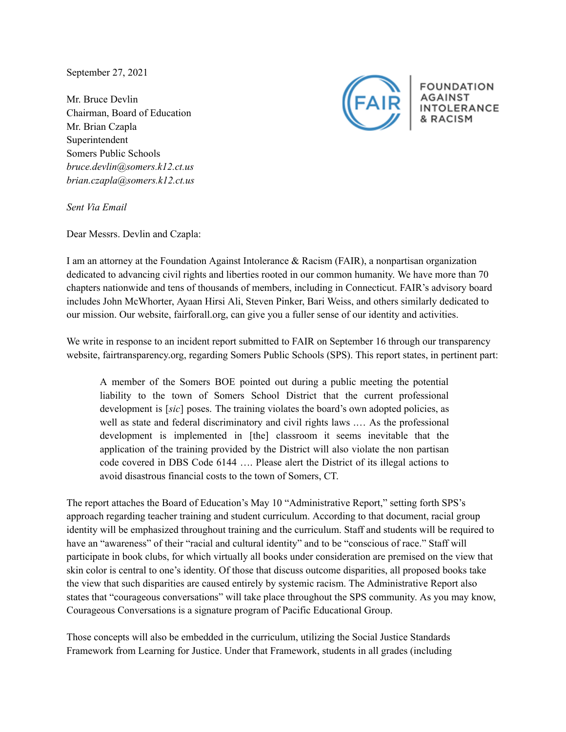September 27, 2021

FOUNDATION AGAINST INTOLERANCE & RACISM

Mr. Bruce Devlin  
Chairman, Board of Education  
Mr. Brian Czapla  
Superintendent  
Somers Public Schools  
*bruce.devlin@somers.k12.ct.us*  
*brian.czapla@somers.k12.ct.us*

*Sent Via Email*

Dear Messrs. Devlin and Czapla:

I am an attorney at the Foundation Against Intolerance & Racism (FAIR), a nonpartisan organization dedicated to advancing civil rights and liberties rooted in our common humanity. We have more than 70 chapters nationwide and tens of thousands of members, including in Connecticut. FAIR's advisory board includes John McWhorter, Ayaan Hirsi Ali, Steven Pinker, Bari Weiss, and others similarly dedicated to our mission. Our website, fairforall.org, can give you a fuller sense of our identity and activities.

We write in response to an incident report submitted to FAIR on September 16 through our transparency website, fairtransparency.org, regarding Somers Public Schools (SPS). This report states, in pertinent part:

> A member of the Somers BOE pointed out during a public meeting the potential liability to the town of Somers School District that the current professional development is [*sic*] poses. The training violates the board's own adopted policies, as well as state and federal discriminatory and civil rights laws .… As the professional development is implemented in [the] classroom it seems inevitable that the application of the training provided by the District will also violate the non partisan code covered in DBS Code 6144 …. Please alert the District of its illegal actions to avoid disastrous financial costs to the town of Somers, CT.

The report attaches the Board of Education's May 10 "Administrative Report," setting forth SPS's approach regarding teacher training and student curriculum. According to that document, racial group identity will be emphasized throughout training and the curriculum. Staff and students will be required to have an "awareness" of their "racial and cultural identity" and to be "conscious of race." Staff will participate in book clubs, for which virtually all books under consideration are premised on the view that skin color is central to one's identity. Of those that discuss outcome disparities, all proposed books take the view that such disparities are caused entirely by systemic racism. The Administrative Report also states that "courageous conversations" will take place throughout the SPS community. As you may know, Courageous Conversations is a signature program of Pacific Educational Group.

Those concepts will also be embedded in the curriculum, utilizing the Social Justice Standards Framework from Learning for Justice. Under that Framework, students in all grades (including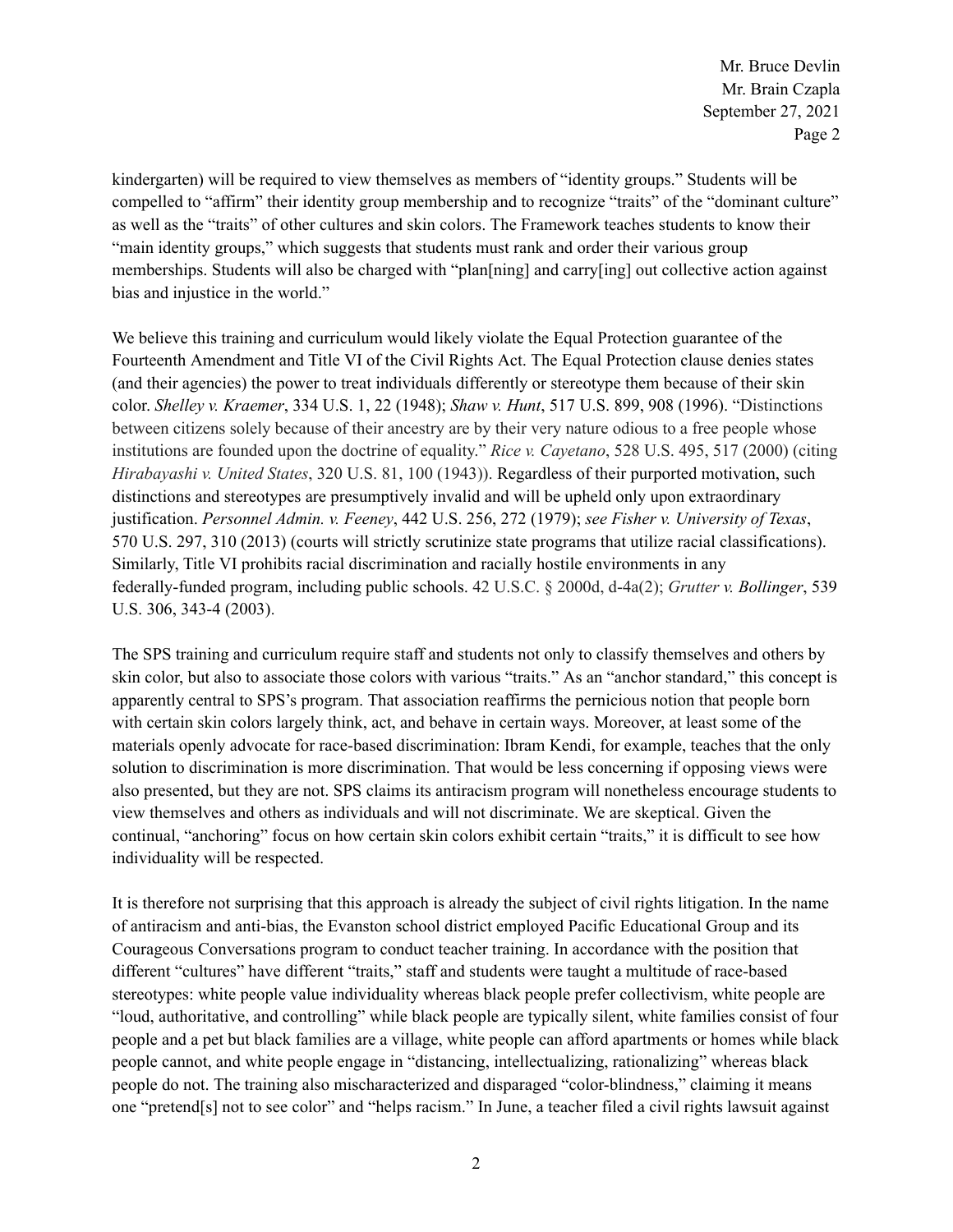kindergarten) will be required to view themselves as members of "identity groups." Students will be compelled to "affirm" their identity group membership and to recognize "traits" of the "dominant culture" as well as the "traits" of other cultures and skin colors. The Framework teaches students to know their "main identity groups," which suggests that students must rank and order their various group memberships. Students will also be charged with "plan[ning] and carry[ing] out collective action against bias and injustice in the world."

We believe this training and curriculum would likely violate the Equal Protection guarantee of the Fourteenth Amendment and Title VI of the Civil Rights Act. The Equal Protection clause denies states (and their agencies) the power to treat individuals differently or stereotype them because of their skin color. *Shelley v. Kraemer*, 334 U.S. 1, 22 (1948); *Shaw v. Hunt*, 517 U.S. 899, 908 (1996). "Distinctions between citizens solely because of their ancestry are by their very nature odious to a free people whose institutions are founded upon the doctrine of equality." *Rice v. Cayetano*, 528 U.S. 495, 517 (2000) (citing *Hirabayashi v. United States*, 320 U.S. 81, 100 (1943)). Regardless of their purported motivation, such distinctions and stereotypes are presumptively invalid and will be upheld only upon extraordinary justification. *Personnel Admin. v. Feeney*, 442 U.S. 256, 272 (1979); *see Fisher v. University of Texas*, 570 U.S. 297, 310 (2013) (courts will strictly scrutinize state programs that utilize racial classifications). Similarly, Title VI prohibits racial discrimination and racially hostile environments in any federally-funded program, including public schools. 42 U.S.C. § 2000d, d-4a(2); *Grutter v. Bollinger*, 539 U.S. 306, 343-4 (2003).

The SPS training and curriculum require staff and students not only to classify themselves and others by skin color, but also to associate those colors with various "traits." As an "anchor standard," this concept is apparently central to SPS's program. That association reaffirms the pernicious notion that people born with certain skin colors largely think, act, and behave in certain ways. Moreover, at least some of the materials openly advocate for race-based discrimination: Ibram Kendi, for example, teaches that the only solution to discrimination is more discrimination. That would be less concerning if opposing views were also presented, but they are not. SPS claims its antiracism program will nonetheless encourage students to view themselves and others as individuals and will not discriminate. We are skeptical. Given the continual, "anchoring" focus on how certain skin colors exhibit certain "traits," it is difficult to see how individuality will be respected.

It is therefore not surprising that this approach is already the subject of civil rights litigation. In the name of antiracism and anti-bias, the Evanston school district employed Pacific Educational Group and its Courageous Conversations program to conduct teacher training. In accordance with the position that different "cultures" have different "traits," staff and students were taught a multitude of race-based stereotypes: white people value individuality whereas black people prefer collectivism, white people are "loud, authoritative, and controlling" while black people are typically silent, white families consist of four people and a pet but black families are a village, white people can afford apartments or homes while black people cannot, and white people engage in "distancing, intellectualizing, rationalizing" whereas black people do not. The training also mischaracterized and disparaged "color-blindness," claiming it means one "pretend[s] not to see color" and "helps racism." In June, a teacher filed a civil rights lawsuit against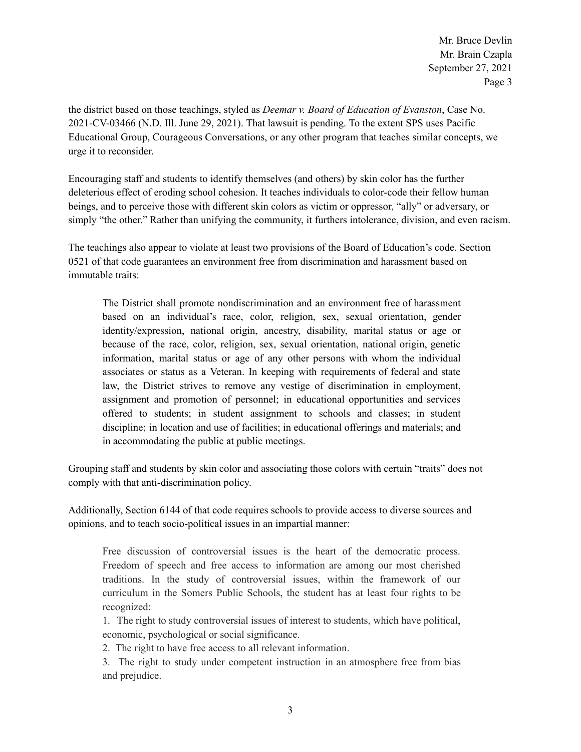the district based on those teachings, styled as *Deemar v. Board of Education of Evanston*, Case No. 2021-CV-03466 (N.D. Ill. June 29, 2021). That lawsuit is pending. To the extent SPS uses Pacific Educational Group, Courageous Conversations, or any other program that teaches similar concepts, we urge it to reconsider.

Encouraging staff and students to identify themselves (and others) by skin color has the further deleterious effect of eroding school cohesion. It teaches individuals to color-code their fellow human beings, and to perceive those with different skin colors as victim or oppressor, "ally" or adversary, or simply "the other." Rather than unifying the community, it furthers intolerance, division, and even racism.

The teachings also appear to violate at least two provisions of the Board of Education's code. Section 0521 of that code guarantees an environment free from discrimination and harassment based on immutable traits:

> The District shall promote nondiscrimination and an environment free of harassment based on an individual's race, color, religion, sex, sexual orientation, gender identity/expression, national origin, ancestry, disability, marital status or age or because of the race, color, religion, sex, sexual orientation, national origin, genetic information, marital status or age of any other persons with whom the individual associates or status as a Veteran. In keeping with requirements of federal and state law, the District strives to remove any vestige of discrimination in employment, assignment and promotion of personnel; in educational opportunities and services offered to students; in student assignment to schools and classes; in student discipline; in location and use of facilities; in educational offerings and materials; and in accommodating the public at public meetings.

Grouping staff and students by skin color and associating those colors with certain "traits" does not comply with that anti-discrimination policy.

Additionally, Section 6144 of that code requires schools to provide access to diverse sources and opinions, and to teach socio-political issues in an impartial manner:

> Free discussion of controversial issues is the heart of the democratic process. Freedom of speech and free access to information are among our most cherished traditions. In the study of controversial issues, within the framework of our curriculum in the Somers Public Schools, the student has at least four rights to be recognized:
>
> 1. The right to study controversial issues of interest to students, which have political, economic, psychological or social significance.
> 2. The right to have free access to all relevant information.
> 3. The right to study under competent instruction in an atmosphere free from bias and prejudice.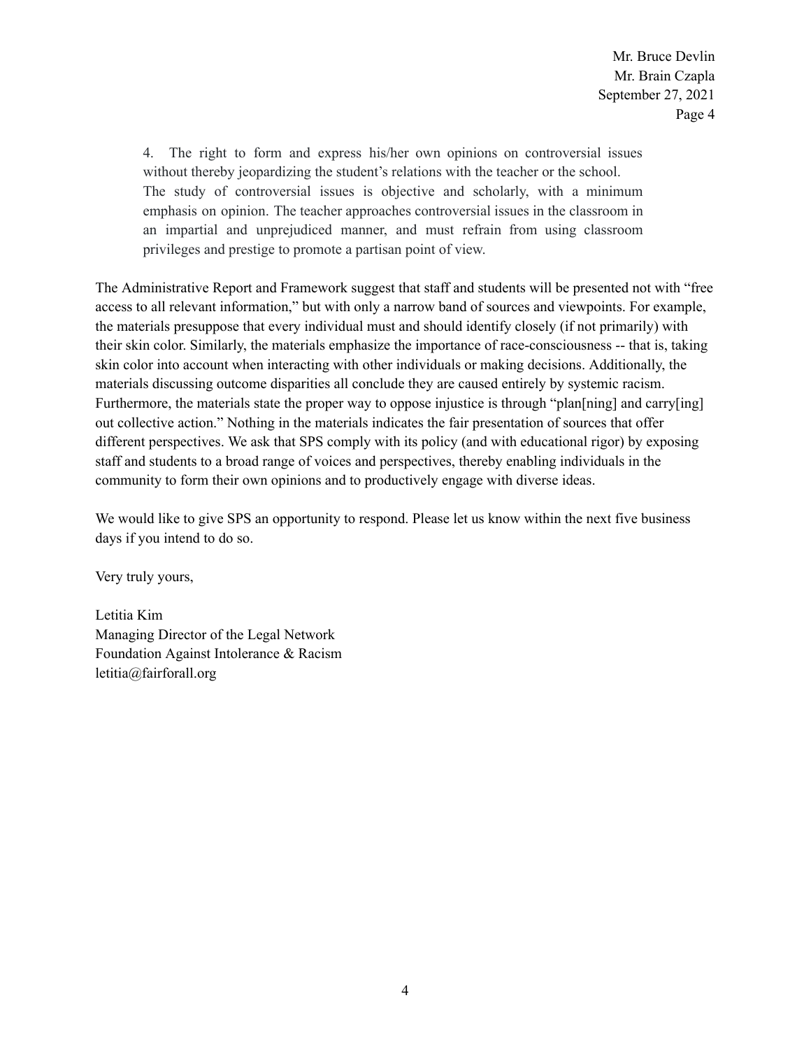> 4. The right to form and express his/her own opinions on controversial issues without thereby jeopardizing the student's relations with the teacher or the school.
>
> The study of controversial issues is objective and scholarly, with a minimum emphasis on opinion. The teacher approaches controversial issues in the classroom in an impartial and unprejudiced manner, and must refrain from using classroom privileges and prestige to promote a partisan point of view.

The Administrative Report and Framework suggest that staff and students will be presented not with "free access to all relevant information," but with only a narrow band of sources and viewpoints. For example, the materials presuppose that every individual must and should identify closely (if not primarily) with their skin color. Similarly, the materials emphasize the importance of race-consciousness -- that is, taking skin color into account when interacting with other individuals or making decisions. Additionally, the materials discussing outcome disparities all conclude they are caused entirely by systemic racism. Furthermore, the materials state the proper way to oppose injustice is through "plan[ning] and carry[ing] out collective action." Nothing in the materials indicates the fair presentation of sources that offer different perspectives. We ask that SPS comply with its policy (and with educational rigor) by exposing staff and students to a broad range of voices and perspectives, thereby enabling individuals in the community to form their own opinions and to productively engage with diverse ideas.

We would like to give SPS an opportunity to respond. Please let us know within the next five business days if you intend to do so.

Very truly yours,

Letitia Kim
Managing Director of the Legal Network
Foundation Against Intolerance & Racism
letitia@fairforall.org